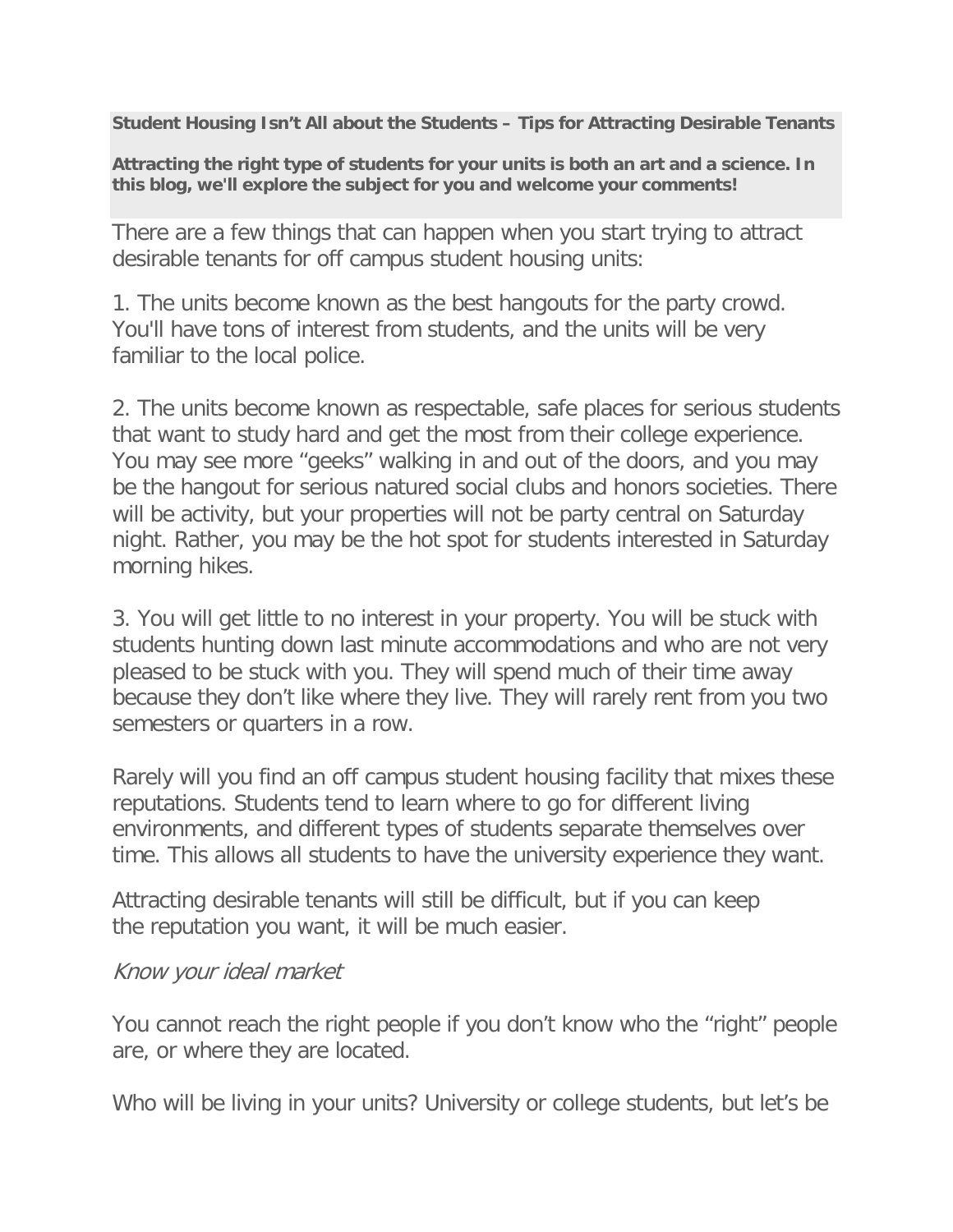**Student Housing Isn't All about the Students – Tips for Attracting Desirable Tenants**

**Attracting the right type of students for your units is both an art and a science. In this blog, we'll explore the subject for you and welcome your comments!**

There are a few things that can happen when you start trying to attract desirable tenants for off campus student housing units:

1. The units become known as the best hangouts for the party crowd. You'll have tons of interest from students, and the units will be very familiar to the local police.

2. The units become known as respectable, safe places for serious students that want to study hard and get the most from their college experience. You may see more "geeks" walking in and out of the doors, and you may be the hangout for serious natured social clubs and honors societies. There will be activity, but your properties will not be party central on Saturday night. Rather, you may be the hot spot for students interested in Saturday morning hikes.

3. You will get little to no interest in your property. You will be stuck with students hunting down last minute accommodations and who are not very pleased to be stuck with you. They will spend much of their time away because they don't like where they live. They will rarely rent from you two semesters or quarters in a row.

Rarely will you find an off campus student housing facility that mixes these reputations. Students tend to learn where to go for different living environments, and different types of students separate themselves over time. This allows all students to have the university experience they want.

Attracting desirable tenants will still be difficult, but if you can keep the reputation you want, it will be much easier.

*Know your ideal market*

You cannot reach the right people if you don't know who the "right" people are, or where they are located.

Who will be living in your units? University or college students, but let's be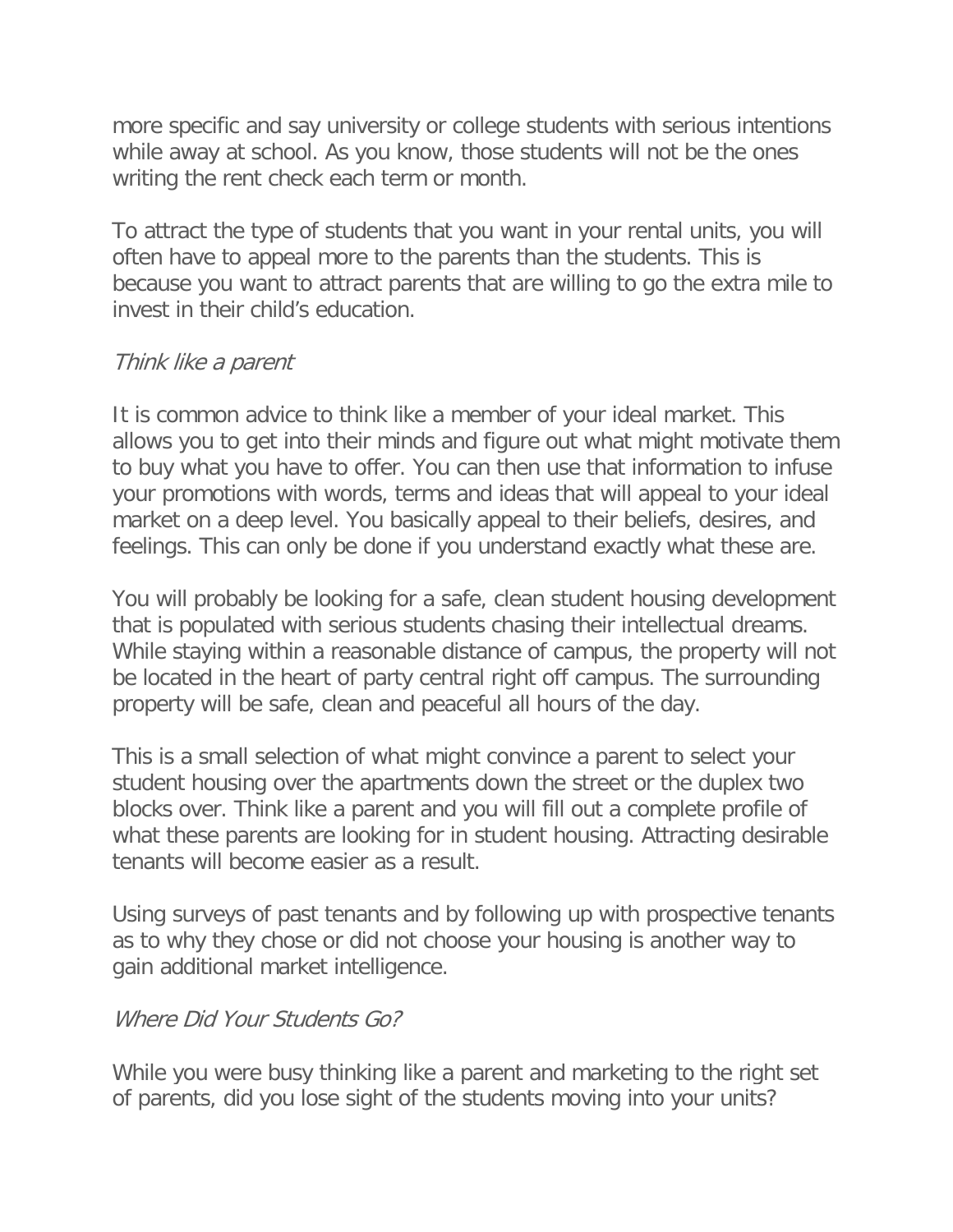more specific and say university or college students with serious intentions while away at school. As you know, those students will not be the ones writing the rent check each term or month.

To attract the type of students that you want in your rental units, you will often have to appeal more to the parents than the students. This is because you want to attract parents that are willing to go the extra mile to invest in their child's education.

### *Think like a parent*

It is common advice to think like a member of your ideal market. This allows you to get into their minds and figure out what might motivate them to buy what you have to offer. You can then use that information to infuse your promotions with words, terms and ideas that will appeal to your ideal market on a deep level. You basically appeal to their beliefs, desires, and feelings. This can only be done if you understand exactly what these are.

You will probably be looking for a safe, clean student housing development that is populated with serious students chasing their intellectual dreams. While staying within a reasonable distance of campus, the property will not be located in the heart of party central right off campus. The surrounding property will be safe, clean and peaceful all hours of the day.

This is a small selection of what might convince a parent to select your student housing over the apartments down the street or the duplex two blocks over. Think like a parent and you will fill out a complete profile of what these parents are looking for in student housing. Attracting desirable tenants will become easier as a result.

Using surveys of past tenants and by following up with prospective tenants as to why they chose or did not choose your housing is another way to gain additional market intelligence.

### *Where Did Your Students Go?*

While you were busy thinking like a parent and marketing to the right set of parents, did you lose sight of the students moving into your units?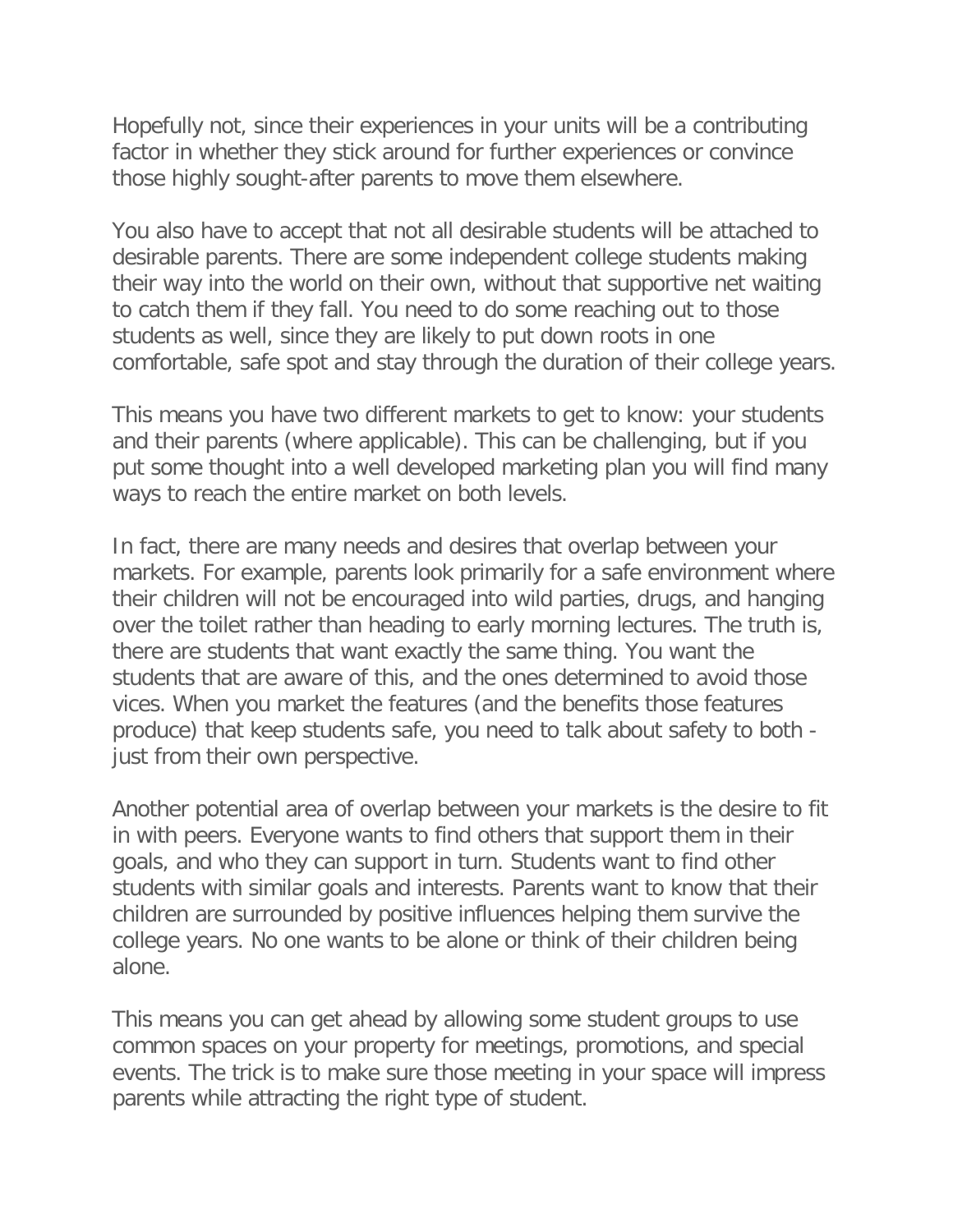Hopefully not, since their experiences in your units will be a contributing factor in whether they stick around for further experiences or convince those highly sought-after parents to move them elsewhere.

You also have to accept that not all desirable students will be attached to desirable parents. There are some independent college students making their way into the world on their own, without that supportive net waiting to catch them if they fall. You need to do some reaching out to those students as well, since they are likely to put down roots in one comfortable, safe spot and stay through the duration of their college years.

This means you have two different markets to get to know: your students and their parents (where applicable). This can be challenging, but if you put some thought into a well developed marketing plan you will find many ways to reach the entire market on both levels.

In fact, there are many needs and desires that overlap between your markets. For example, parents look primarily for a safe environment where their children will not be encouraged into wild parties, drugs, and hanging over the toilet rather than heading to early morning lectures. The truth is, there are students that want exactly the same thing. You want the students that are aware of this, and the ones determined to avoid those vices. When you market the features (and the benefits those features produce) that keep students safe, you need to talk about safety to both - just from their own perspective.

Another potential area of overlap between your markets is the desire to fit in with peers. Everyone wants to find others that support them in their goals, and who they can support in turn. Students want to find other students with similar goals and interests. Parents want to know that their children are surrounded by positive influences helping them survive the college years. No one wants to be alone or think of their children being alone.

This means you can get ahead by allowing some student groups to use common spaces on your property for meetings, promotions, and special events. The trick is to make sure those meeting in your space will impress parents while attracting the right type of student.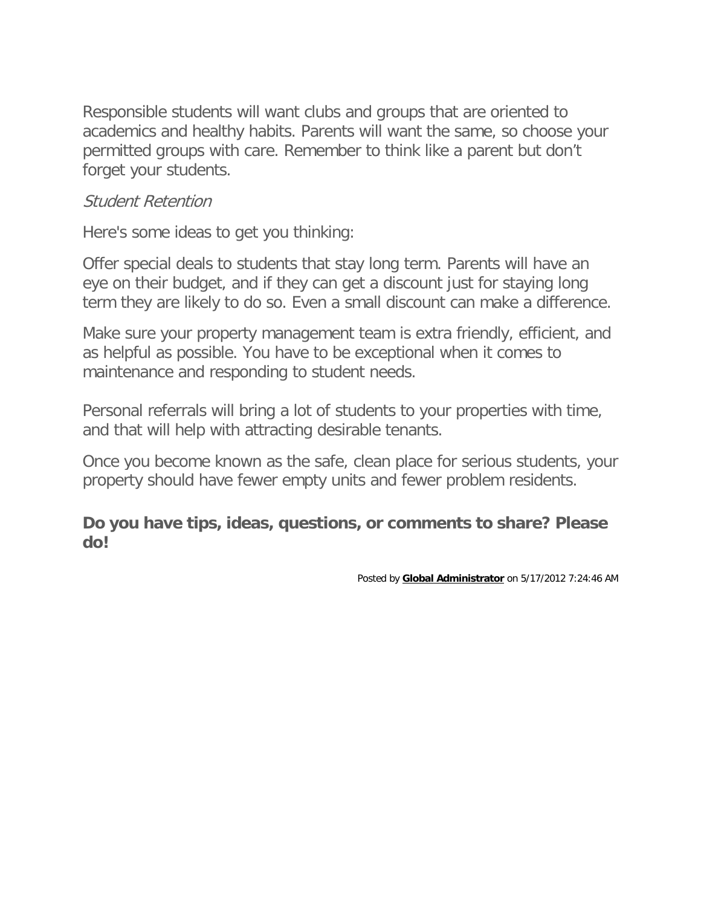Responsible students will want clubs and groups that are oriented to academics and healthy habits. Parents will want the same, so choose your permitted groups with care. Remember to think like a parent but don't forget your students.

*Student Retention*

Here's some ideas to get you thinking:

Offer special deals to students that stay long term. Parents will have an eye on their budget, and if they can get a discount just for staying long term they are likely to do so. Even a small discount can make a difference.

Make sure your property management team is extra friendly, efficient, and as helpful as possible. You have to be exceptional when it comes to maintenance and responding to student needs.

Personal referrals will bring a lot of students to your properties with time, and that will help with attracting desirable tenants.

Once you become known as the safe, clean place for serious students, your property should have fewer empty units and fewer problem residents.

**Do you have tips, ideas, questions, or comments to share? Please do!**

Posted by **Global Administrator** on 5/17/2012 7:24:46 AM